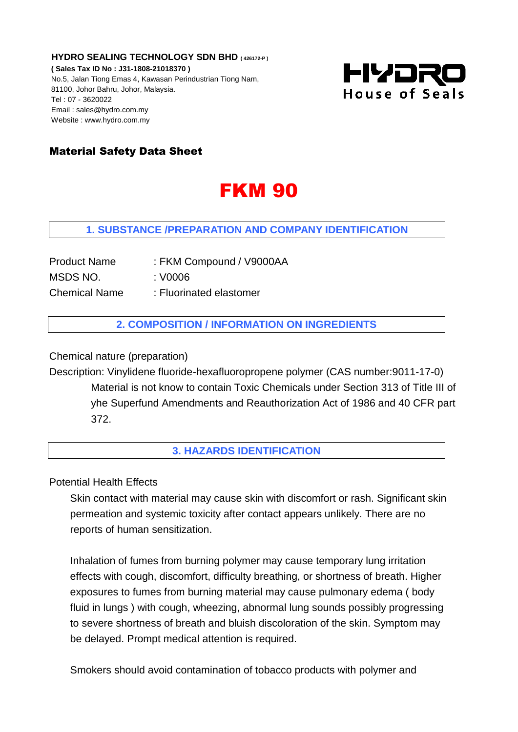**HYDRO SEALING TECHNOLOGY SDN BHD** ( 426172-P )
**( Sales Tax ID No : J31-1808-21018370 )**
No.5, Jalan Tiong Emas 4, Kawasan Perindustrian Tiong Nam,
81100, Johor Bahru, Johor, Malaysia.
Tel : 07 - 3620022
Email : sales@hydro.com.my
Website : www.hydro.com.my

HYDRO
House of Seals

## Material Safety Data Sheet

# FKM 90

## 1. SUBSTANCE /PREPARATION AND COMPANY IDENTIFICATION

Product Name : FKM Compound / V9000AA
MSDS NO. : V0006
Chemical Name : Fluorinated elastomer

## 2. COMPOSITION / INFORMATION ON INGREDIENTS

Chemical nature (preparation)

Description: Vinylidene fluoride-hexafluoropropene polymer (CAS number:9011-17-0)
Material is not know to contain Toxic Chemicals under Section 313 of Title III of yhe Superfund Amendments and Reauthorization Act of 1986 and 40 CFR part 372.

## 3. HAZARDS IDENTIFICATION

Potential Health Effects

Skin contact with material may cause skin with discomfort or rash. Significant skin permeation and systemic toxicity after contact appears unlikely. There are no reports of human sensitization.

Inhalation of fumes from burning polymer may cause temporary lung irritation effects with cough, discomfort, difficulty breathing, or shortness of breath. Higher exposures to fumes from burning material may cause pulmonary edema ( body fluid in lungs ) with cough, wheezing, abnormal lung sounds possibly progressing to severe shortness of breath and bluish discoloration of the skin. Symptom may be delayed. Prompt medical attention is required.

Smokers should avoid contamination of tobacco products with polymer and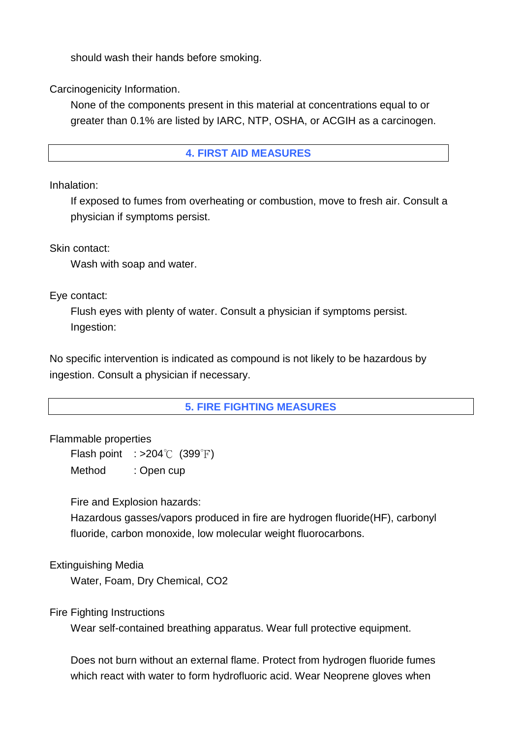should wash their hands before smoking.

Carcinogenicity Information.

None of the components present in this material at concentrations equal to or greater than 0.1% are listed by IARC, NTP, OSHA, or ACGIH as a carcinogen.

## 4. FIRST AID MEASURES

Inhalation:

If exposed to fumes from overheating or combustion, move to fresh air. Consult a physician if symptoms persist.

Skin contact:

Wash with soap and water.

Eye contact:

Flush eyes with plenty of water. Consult a physician if symptoms persist.

Ingestion:

No specific intervention is indicated as compound is not likely to be hazardous by ingestion. Consult a physician if necessary.

## 5. FIRE FIGHTING MEASURES

Flammable properties

Flash point : >204℃ (399℉)

Method : Open cup

Fire and Explosion hazards:

Hazardous gasses/vapors produced in fire are hydrogen fluoride(HF), carbonyl fluoride, carbon monoxide, low molecular weight fluorocarbons.

Extinguishing Media

Water, Foam, Dry Chemical, $CO_2$

Fire Fighting Instructions

Wear self-contained breathing apparatus. Wear full protective equipment.

Does not burn without an external flame. Protect from hydrogen fluoride fumes which react with water to form hydrofluoric acid. Wear Neoprene gloves when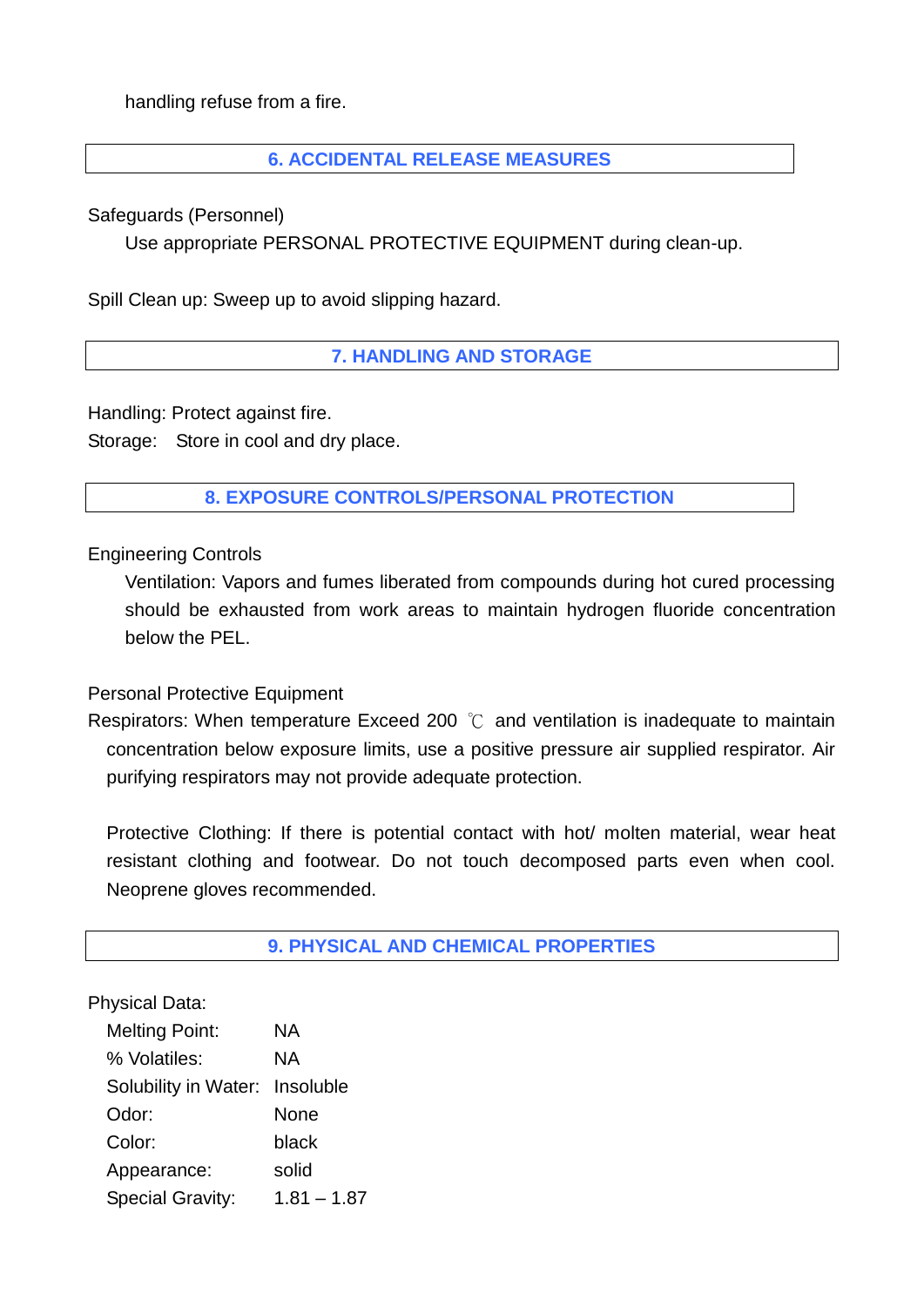handling refuse from a fire.

## 6. ACCIDENTAL RELEASE MEASURES

Safeguards (Personnel)

Use appropriate PERSONAL PROTECTIVE EQUIPMENT during clean-up.

Spill Clean up: Sweep up to avoid slipping hazard.

## 7. HANDLING AND STORAGE

Handling: Protect against fire.

Storage: Store in cool and dry place.

## 8. EXPOSURE CONTROLS/PERSONAL PROTECTION

Engineering Controls

Ventilation: Vapors and fumes liberated from compounds during hot cured processing should be exhausted from work areas to maintain hydrogen fluoride concentration below the PEL.

Personal Protective Equipment

Respirators: When temperature Exceed 200 ℃ and ventilation is inadequate to maintain concentration below exposure limits, use a positive pressure air supplied respirator. Air purifying respirators may not provide adequate protection.

Protective Clothing: If there is potential contact with hot/ molten material, wear heat resistant clothing and footwear. Do not touch decomposed parts even when cool. Neoprene gloves recommended.

## 9. PHYSICAL AND CHEMICAL PROPERTIES

Physical Data:

| | |
|---|---|
| Melting Point: | NA |
| % Volatiles: | NA |
| Solubility in Water: | Insoluble |
| Odor: | None |
| Color: | black |
| Appearance: | solid |
| Special Gravity: | 1.81 – 1.87 |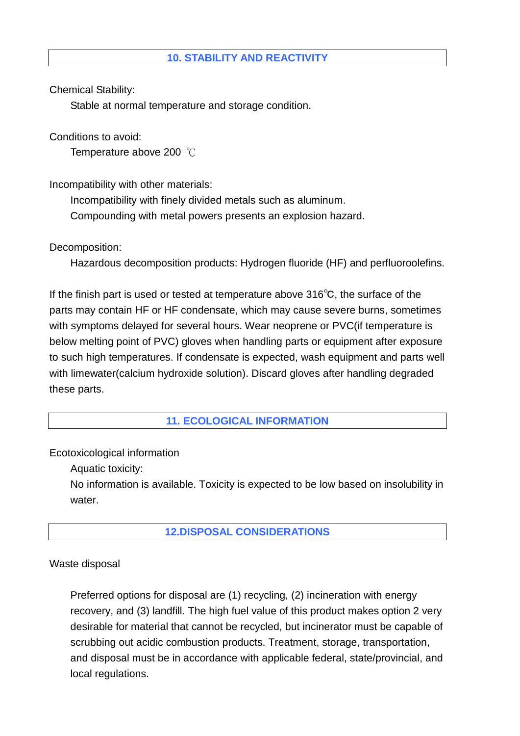## 10. STABILITY AND REACTIVITY

Chemical Stability:

Stable at normal temperature and storage condition.

Conditions to avoid:

Temperature above 200 ℃

Incompatibility with other materials:

Incompatibility with finely divided metals such as aluminum.

Compounding with metal powers presents an explosion hazard.

Decomposition:

Hazardous decomposition products: Hydrogen fluoride (HF) and perfluoroolefins.

If the finish part is used or tested at temperature above 316℃, the surface of the parts may contain HF or HF condensate, which may cause severe burns, sometimes with symptoms delayed for several hours. Wear neoprene or PVC(if temperature is below melting point of PVC) gloves when handling parts or equipment after exposure to such high temperatures. If condensate is expected, wash equipment and parts well with limewater(calcium hydroxide solution). Discard gloves after handling degraded these parts.

## 11. ECOLOGICAL INFORMATION

Ecotoxicological information

Aquatic toxicity:

No information is available. Toxicity is expected to be low based on insolubility in water.

## 12.DISPOSAL CONSIDERATIONS

Waste disposal

Preferred options for disposal are (1) recycling, (2) incineration with energy recovery, and (3) landfill. The high fuel value of this product makes option 2 very desirable for material that cannot be recycled, but incinerator must be capable of scrubbing out acidic combustion products. Treatment, storage, transportation, and disposal must be in accordance with applicable federal, state/provincial, and local regulations.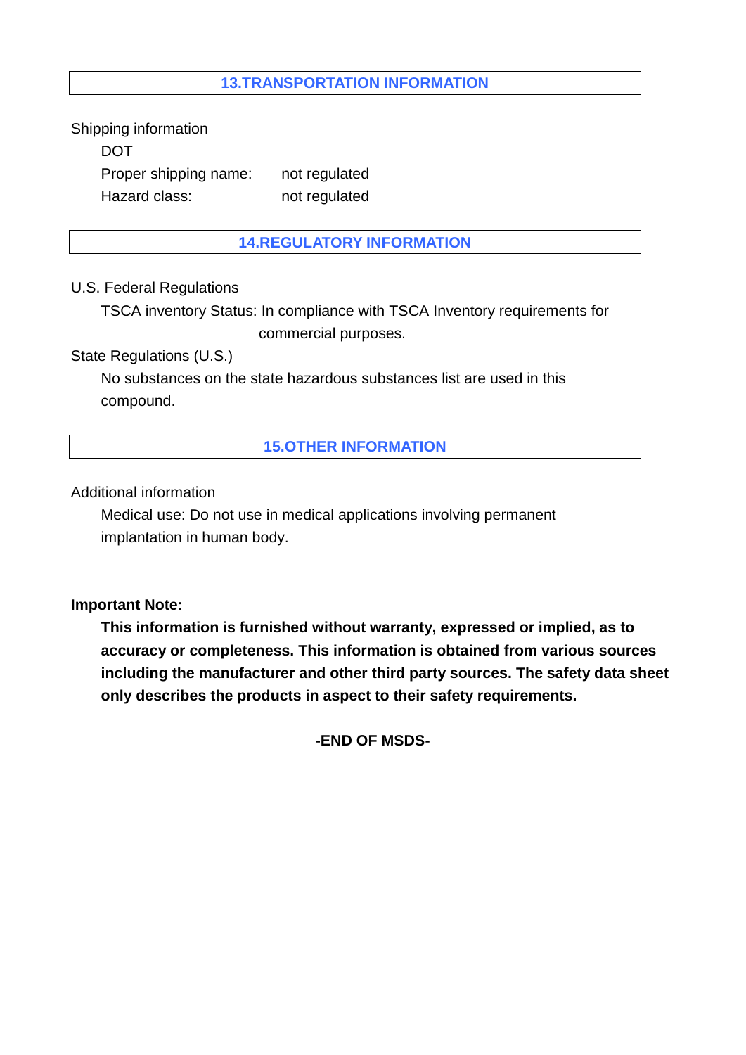## 13.TRANSPORTATION INFORMATION

Shipping information

DOT

| | |
|---|---|
| Proper shipping name: | not regulated |
| Hazard class: | not regulated |

## 14.REGULATORY INFORMATION

U.S. Federal Regulations

TSCA inventory Status: In compliance with TSCA Inventory requirements for commercial purposes.

State Regulations (U.S.)

No substances on the state hazardous substances list are used in this compound.

## 15.OTHER INFORMATION

Additional information

Medical use: Do not use in medical applications involving permanent implantation in human body.

**Important Note:**

**This information is furnished without warranty, expressed or implied, as to accuracy or completeness. This information is obtained from various sources including the manufacturer and other third party sources. The safety data sheet only describes the products in aspect to their safety requirements.**

**-END OF MSDS-**